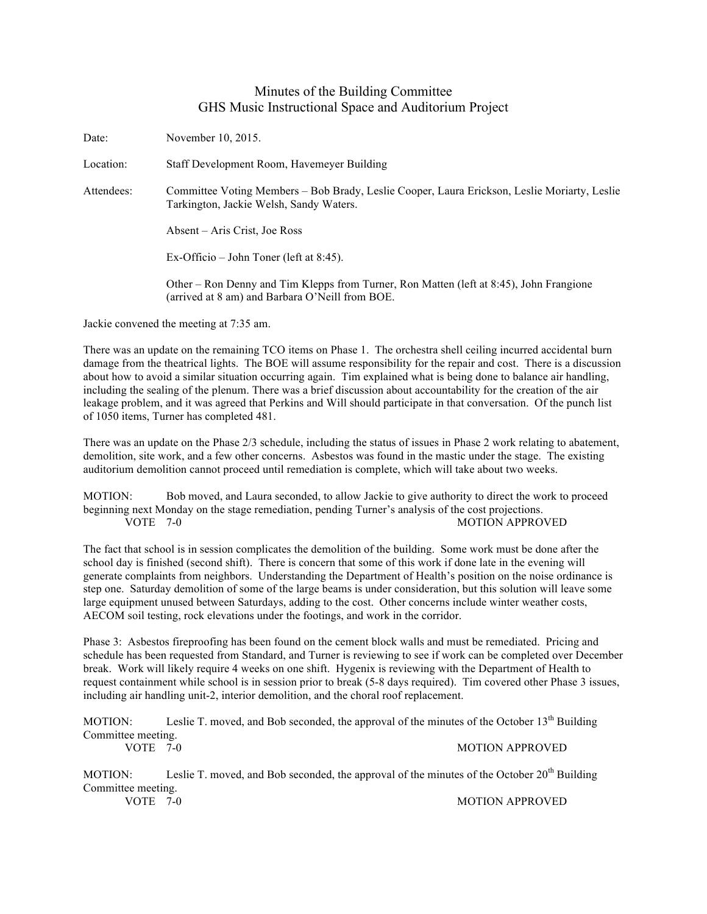# Minutes of the Building Committee
## GHS Music Instructional Space and Auditorium Project

Date: November 10, 2015.

Location: Staff Development Room, Havemeyer Building

Attendees: Committee Voting Members – Bob Brady, Leslie Cooper, Laura Erickson, Leslie Moriarty, Leslie Tarkington, Jackie Welsh, Sandy Waters.

Absent – Aris Crist, Joe Ross

Ex-Officio – John Toner (left at 8:45).

Other – Ron Denny and Tim Klepps from Turner, Ron Matten (left at 8:45), John Frangione (arrived at 8 am) and Barbara O'Neill from BOE.

Jackie convened the meeting at 7:35 am.

There was an update on the remaining TCO items on Phase 1. The orchestra shell ceiling incurred accidental burn damage from the theatrical lights. The BOE will assume responsibility for the repair and cost. There is a discussion about how to avoid a similar situation occurring again. Tim explained what is being done to balance air handling, including the sealing of the plenum. There was a brief discussion about accountability for the creation of the air leakage problem, and it was agreed that Perkins and Will should participate in that conversation. Of the punch list of 1050 items, Turner has completed 481.

There was an update on the Phase 2/3 schedule, including the status of issues in Phase 2 work relating to abatement, demolition, site work, and a few other concerns. Asbestos was found in the mastic under the stage. The existing auditorium demolition cannot proceed until remediation is complete, which will take about two weeks.

MOTION: Bob moved, and Laura seconded, to allow Jackie to give authority to direct the work to proceed beginning next Monday on the stage remediation, pending Turner's analysis of the cost projections.
VOTE 7-0 MOTION APPROVED

The fact that school is in session complicates the demolition of the building. Some work must be done after the school day is finished (second shift). There is concern that some of this work if done late in the evening will generate complaints from neighbors. Understanding the Department of Health's position on the noise ordinance is step one. Saturday demolition of some of the large beams is under consideration, but this solution will leave some large equipment unused between Saturdays, adding to the cost. Other concerns include winter weather costs, AECOM soil testing, rock elevations under the footings, and work in the corridor.

Phase 3: Asbestos fireproofing has been found on the cement block walls and must be remediated. Pricing and schedule has been requested from Standard, and Turner is reviewing to see if work can be completed over December break. Work will likely require 4 weeks on one shift. Hygenix is reviewing with the Department of Health to request containment while school is in session prior to break (5-8 days required). Tim covered other Phase 3 issues, including air handling unit-2, interior demolition, and the choral roof replacement.

MOTION: Leslie T. moved, and Bob seconded, the approval of the minutes of the October 13th Building Committee meeting.
VOTE 7-0 MOTION APPROVED

MOTION: Leslie T. moved, and Bob seconded, the approval of the minutes of the October 20th Building Committee meeting.
VOTE 7-0 MOTION APPROVED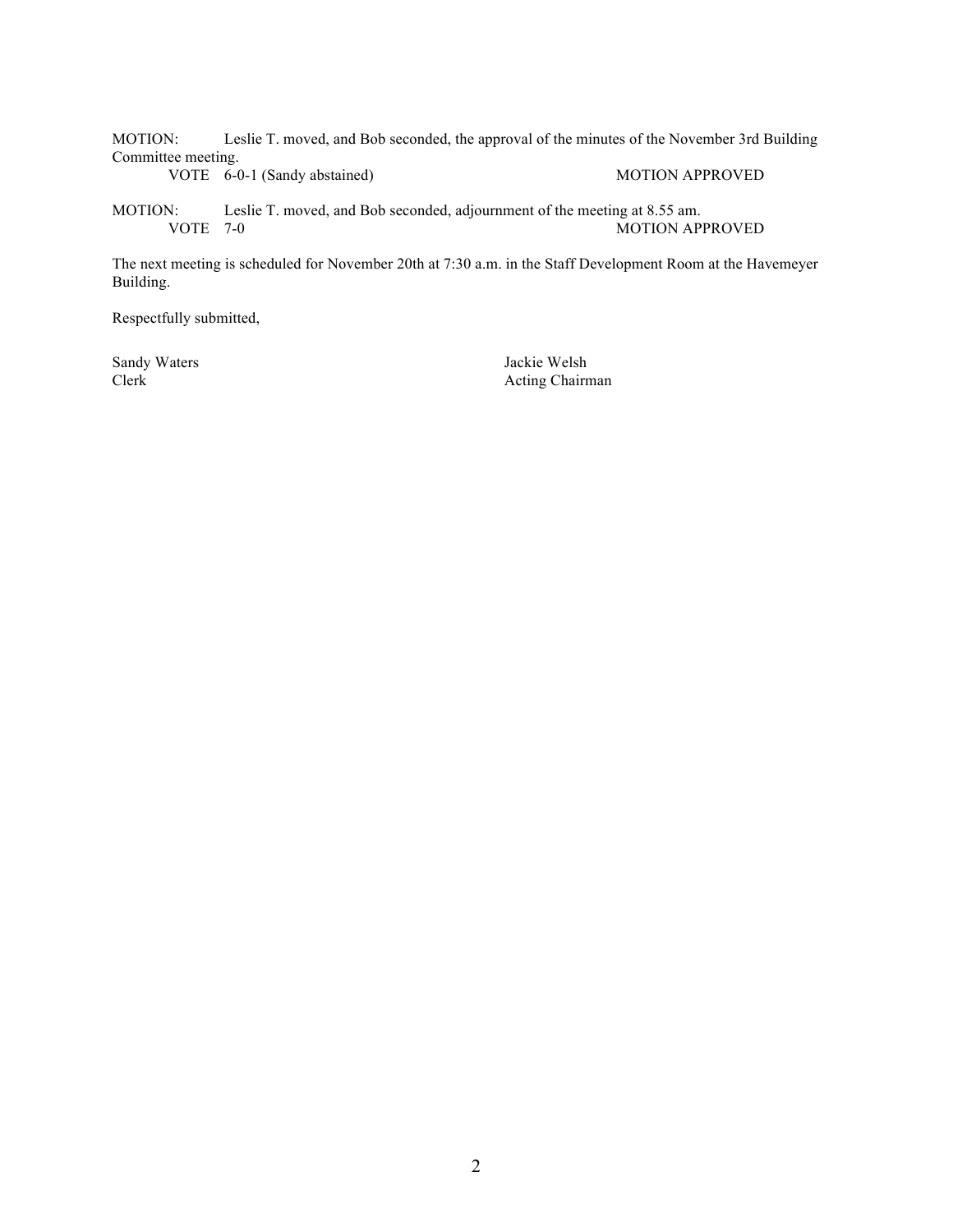MOTION: Leslie T. moved, and Bob seconded, the approval of the minutes of the November 3rd Building Committee meeting.

VOTE 6-0-1 (Sandy abstained) MOTION APPROVED

MOTION: Leslie T. moved, and Bob seconded, adjournment of the meeting at 8.55 am.

VOTE 7-0 MOTION APPROVED

The next meeting is scheduled for November 20th at 7:30 a.m. in the Staff Development Room at the Havemeyer Building.

Respectfully submitted,

Sandy Waters
Clerk

Jackie Welsh
Acting Chairman